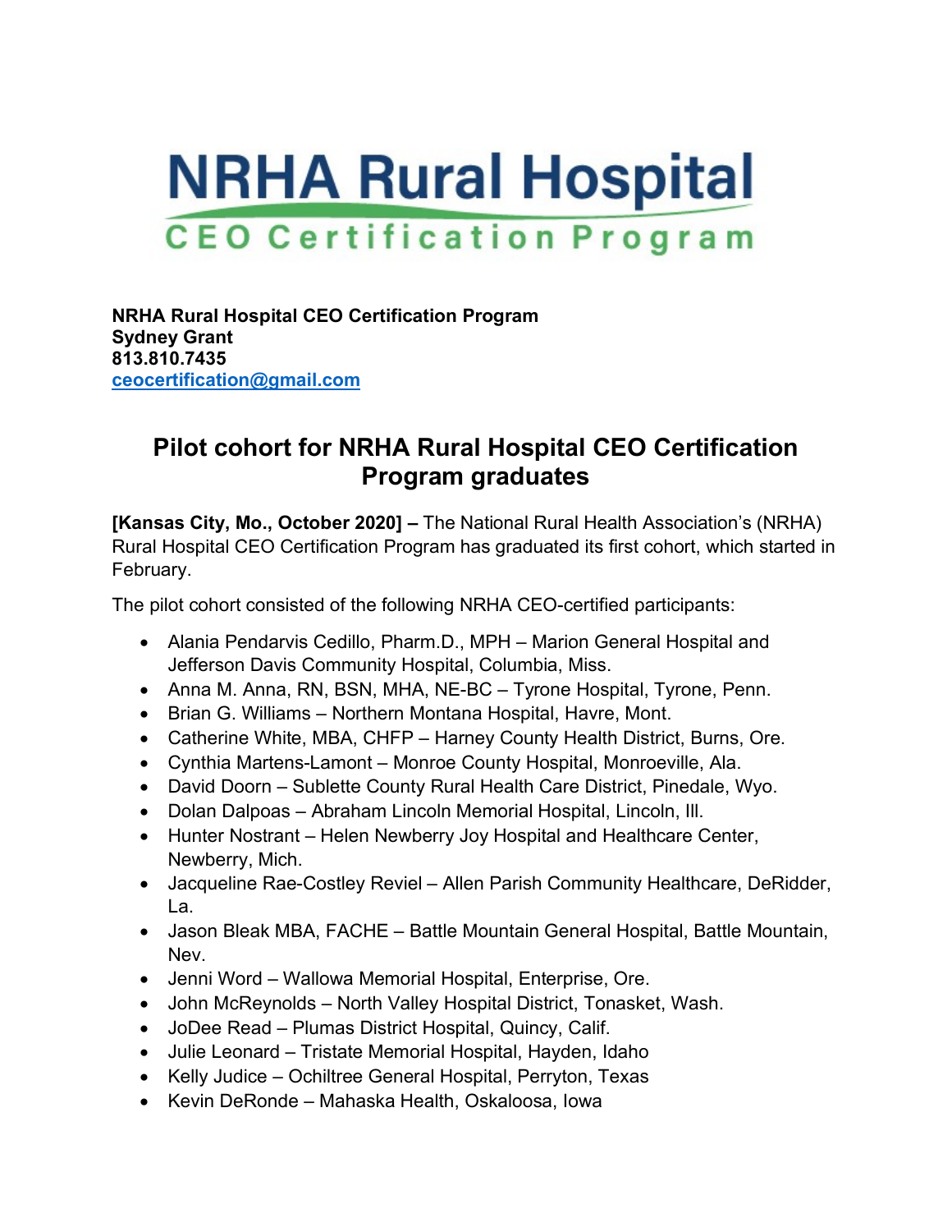# NRHA Rural Hospital
## CEO Certification Program

**NRHA Rural Hospital CEO Certification Program**
**Sydney Grant**
**813.810.7435**
**ceocertification@gmail.com**

## Pilot cohort for NRHA Rural Hospital CEO Certification Program graduates

**[Kansas City, Mo., October 2020] –** The National Rural Health Association's (NRHA) Rural Hospital CEO Certification Program has graduated its first cohort, which started in February.

The pilot cohort consisted of the following NRHA CEO-certified participants:

- Alania Pendarvis Cedillo, Pharm.D., MPH – Marion General Hospital and Jefferson Davis Community Hospital, Columbia, Miss.
- Anna M. Anna, RN, BSN, MHA, NE-BC – Tyrone Hospital, Tyrone, Penn.
- Brian G. Williams – Northern Montana Hospital, Havre, Mont.
- Catherine White, MBA, CHFP – Harney County Health District, Burns, Ore.
- Cynthia Martens-Lamont – Monroe County Hospital, Monroeville, Ala.
- David Doorn – Sublette County Rural Health Care District, Pinedale, Wyo.
- Dolan Dalpoas – Abraham Lincoln Memorial Hospital, Lincoln, Ill.
- Hunter Nostrant – Helen Newberry Joy Hospital and Healthcare Center, Newberry, Mich.
- Jacqueline Rae-Costley Reviel – Allen Parish Community Healthcare, DeRidder, La.
- Jason Bleak MBA, FACHE – Battle Mountain General Hospital, Battle Mountain, Nev.
- Jenni Word – Wallowa Memorial Hospital, Enterprise, Ore.
- John McReynolds – North Valley Hospital District, Tonasket, Wash.
- JoDee Read – Plumas District Hospital, Quincy, Calif.
- Julie Leonard – Tristate Memorial Hospital, Hayden, Idaho
- Kelly Judice – Ochiltree General Hospital, Perryton, Texas
- Kevin DeRonde – Mahaska Health, Oskaloosa, Iowa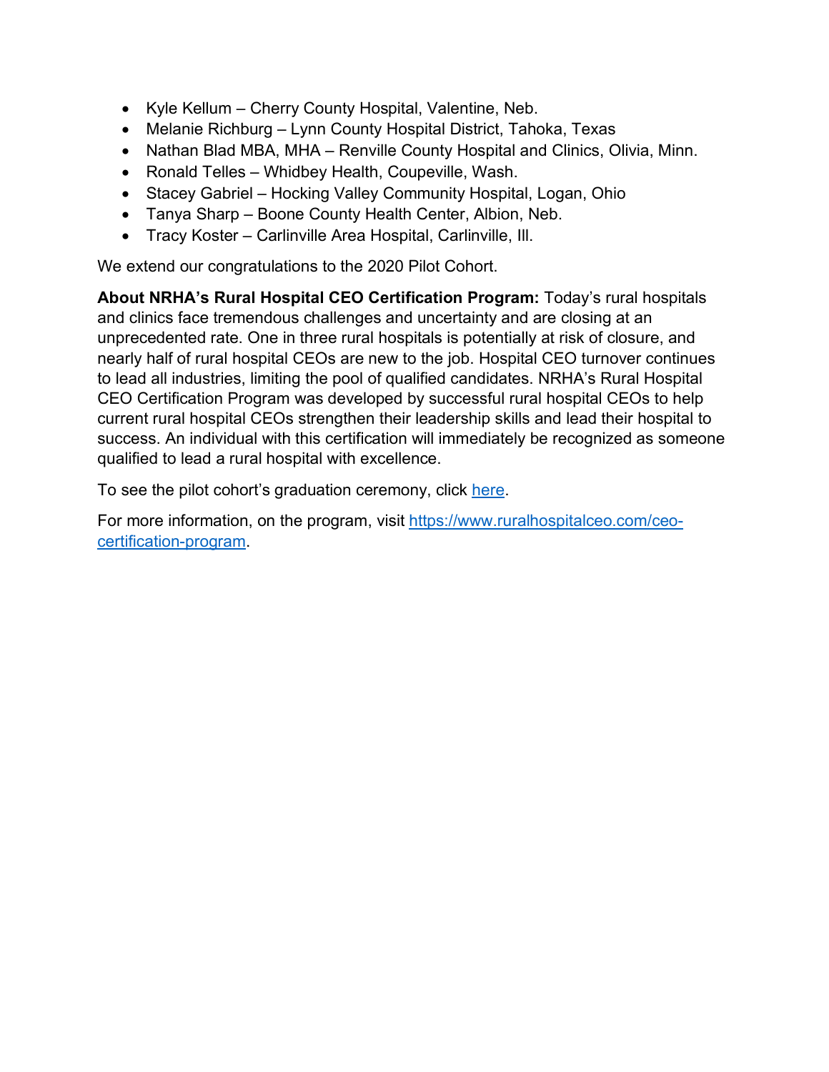- Kyle Kellum – Cherry County Hospital, Valentine, Neb.
- Melanie Richburg – Lynn County Hospital District, Tahoka, Texas
- Nathan Blad MBA, MHA – Renville County Hospital and Clinics, Olivia, Minn.
- Ronald Telles – Whidbey Health, Coupeville, Wash.
- Stacey Gabriel – Hocking Valley Community Hospital, Logan, Ohio
- Tanya Sharp – Boone County Health Center, Albion, Neb.
- Tracy Koster – Carlinville Area Hospital, Carlinville, Ill.

We extend our congratulations to the 2020 Pilot Cohort.

**About NRHA's Rural Hospital CEO Certification Program:** Today's rural hospitals and clinics face tremendous challenges and uncertainty and are closing at an unprecedented rate. One in three rural hospitals is potentially at risk of closure, and nearly half of rural hospital CEOs are new to the job. Hospital CEO turnover continues to lead all industries, limiting the pool of qualified candidates. NRHA's Rural Hospital CEO Certification Program was developed by successful rural hospital CEOs to help current rural hospital CEOs strengthen their leadership skills and lead their hospital to success. An individual with this certification will immediately be recognized as someone qualified to lead a rural hospital with excellence.

To see the pilot cohort's graduation ceremony, click here.

For more information, on the program, visit https://www.ruralhospitalceo.com/ceo-certification-program.